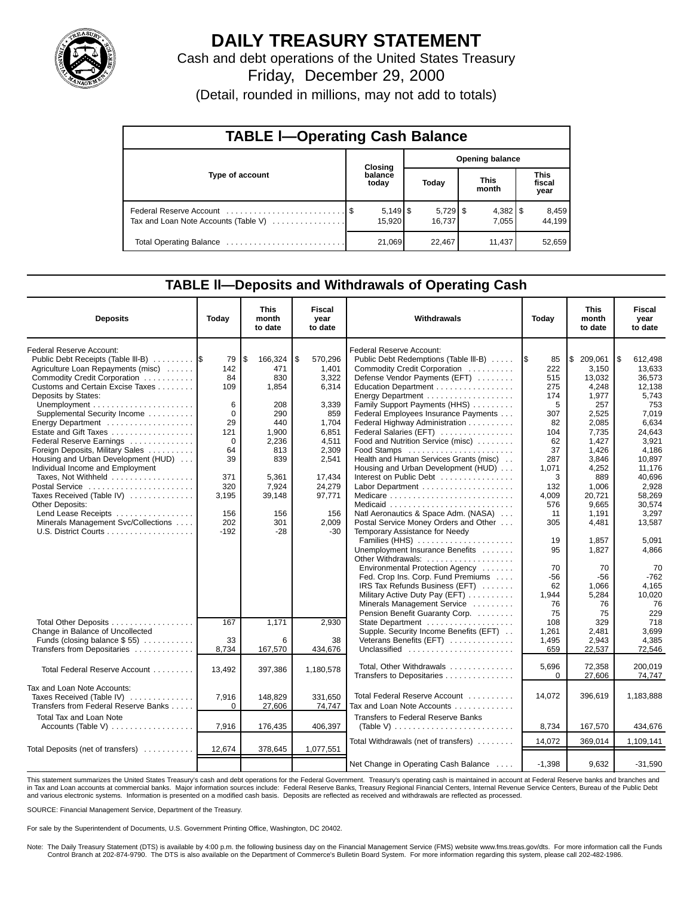# DAILY TREASURY STATEMENT

Cash and debt operations of the United States Treasury

Friday, December 29, 2000

(Detail, rounded in millions, may not add to totals)

## TABLE I—Operating Cash Balance

| Type of account | Closing balance today | Opening balance Today | Opening balance This month | Opening balance This fiscal year |
|---|---|---|---|---|
| Federal Reserve Account | $ 5,149 | $ 5,729 | $ 4,382 | $ 8,459 |
| Tax and Loan Note Accounts (Table V) | 15,920 | 16,737 | 7,055 | 44,199 |
| Total Operating Balance | 21,069 | 22,467 | 11,437 | 52,659 |

## TABLE II—Deposits and Withdrawals of Operating Cash

| Deposits | Today | This month to date | Fiscal year to date |
|---|---|---|---|
| Federal Reserve Account: | | | |
| Public Debt Receipts (Table III-B) | $ 79 | $ 166,324 | $ 570,296 |
| Agriculture Loan Repayments (misc) | 142 | 471 | 1,401 |
| Commodity Credit Corporation | 84 | 830 | 3,322 |
| Customs and Certain Excise Taxes | 109 | 1,854 | 6,314 |
| Deposits by States: | | | |
| Unemployment | 6 | 208 | 3,339 |
| Supplemental Security Income | 0 | 290 | 859 |
| Energy Department | 29 | 440 | 1,704 |
| Estate and Gift Taxes | 121 | 1,900 | 6,851 |
| Federal Reserve Earnings | 0 | 2,236 | 4,511 |
| Foreign Deposits, Military Sales | 64 | 813 | 2,309 |
| Housing and Urban Development (HUD) | 39 | 839 | 2,541 |
| Individual Income and Employment Taxes, Not Withheld | 371 | 5,361 | 17,434 |
| Postal Service | 320 | 7,924 | 24,279 |
| Taxes Received (Table IV) | 3,195 | 39,148 | 97,771 |
| Other Deposits: | | | |
| Lend Lease Receipts | 156 | 156 | 156 |
| Minerals Management Svc/Collections | 202 | 301 | 2,009 |
| U.S. District Courts | -192 | -28 | -30 |
| Total Other Deposits | 167 | 1,171 | 2,930 |
| Change in Balance of Uncollected Funds (closing balance $ 55) | 33 | 6 | 38 |
| Transfers from Depositaries | 8,734 | 167,570 | 434,676 |
| Total Federal Reserve Account | 13,492 | 397,386 | 1,180,578 |
| Tax and Loan Note Accounts: | | | |
| Taxes Received (Table IV) | 7,916 | 148,829 | 331,650 |
| Transfers from Federal Reserve Banks | 0 | 27,606 | 74,747 |
| Total Tax and Loan Note Accounts (Table V) | 7,916 | 176,435 | 406,397 |
| Total Deposits (net of transfers) | 12,674 | 378,645 | 1,077,551 |

| Withdrawals | Today | This month to date | Fiscal year to date |
|---|---|---|---|
| Federal Reserve Account: | | | |
| Public Debt Redemptions (Table III-B) | $ 85 | $ 209,061 | $ 612,498 |
| Commodity Credit Corporation | 222 | 3,150 | 13,633 |
| Defense Vendor Payments (EFT) | 515 | 13,032 | 36,573 |
| Education Department | 275 | 4,248 | 12,138 |
| Energy Department | 174 | 1,977 | 5,743 |
| Family Support Payments (HHS) | 5 | 257 | 753 |
| Federal Employees Insurance Payments | 307 | 2,525 | 7,019 |
| Federal Highway Administration | 82 | 2,085 | 6,634 |
| Federal Salaries (EFT) | 104 | 7,735 | 24,643 |
| Food and Nutrition Service (misc) | 62 | 1,427 | 3,921 |
| Food Stamps | 37 | 1,426 | 4,186 |
| Health and Human Services Grants (misc) | 287 | 3,846 | 10,897 |
| Housing and Urban Development (HUD) | 1,071 | 4,252 | 11,176 |
| Interest on Public Debt | 3 | 889 | 40,696 |
| Labor Department | 132 | 1,006 | 2,928 |
| Medicare | 4,009 | 20,721 | 58,269 |
| Medicaid | 576 | 9,665 | 30,574 |
| Natl Aeronautics & Space Adm. (NASA) | 11 | 1,191 | 3,297 |
| Postal Service Money Orders and Other | 305 | 4,481 | 13,587 |
| Temporary Assistance for Needy Families (HHS) | 19 | 1,857 | 5,091 |
| Unemployment Insurance Benefits | 95 | 1,827 | 4,866 |
| Other Withdrawals: | | | |
| Environmental Protection Agency | 70 | 70 | 70 |
| Fed. Crop Ins. Corp. Fund Premiums | -56 | -56 | -762 |
| IRS Tax Refunds Business (EFT) | 62 | 1,066 | 4,165 |
| Military Active Duty Pay (EFT) | 1,944 | 5,284 | 10,020 |
| Minerals Management Service | 76 | 76 | 76 |
| Pension Benefit Guaranty Corp. | 75 | 75 | 229 |
| State Department | 108 | 329 | 718 |
| Supple. Security Income Benefits (EFT) | 1,261 | 2,481 | 3,699 |
| Veterans Benefits (EFT) | 1,495 | 2,943 | 4,385 |
| Unclassified | 659 | 22,537 | 72,546 |
| Total, Other Withdrawals | 5,696 | 72,358 | 200,019 |
| Transfers to Depositaries | 0 | 27,606 | 74,747 |
| Total Federal Reserve Account | 14,072 | 396,619 | 1,183,888 |
| Tax and Loan Note Accounts | | | |
| Transfers to Federal Reserve Banks (Table V) | 8,734 | 167,570 | 434,676 |
| Total Withdrawals (net of transfers) | 14,072 | 369,014 | 1,109,141 |
| Net Change in Operating Cash Balance | -1,398 | 9,632 | -31,590 |

This statement summarizes the United States Treasury's cash and debt operations for the Federal Government. Treasury's operating cash is maintained in account at Federal Reserve banks and branches and in Tax and Loan accounts at commercial banks. Major information sources include: Federal Reserve Banks, Treasury Regional Financial Centers, Internal Revenue Service Centers, Bureau of the Public Debt and various electronic systems. Information is presented on a modified cash basis. Deposits are reflected as received and withdrawals are reflected as processed.

SOURCE: Financial Management Service, Department of the Treasury.

For sale by the Superintendent of Documents, U.S. Government Printing Office, Washington, DC 20402.

Note: The Daily Treasury Statement (DTS) is available by 4:00 p.m. the following business day on the Financial Management Service (FMS) website www.fms.treas.gov/dts. For more information call the Funds Control Branch at 202-874-9790. The DTS is also available on the Department of Commerce's Bulletin Board System. For more information regarding this system, please call 202-482-1986.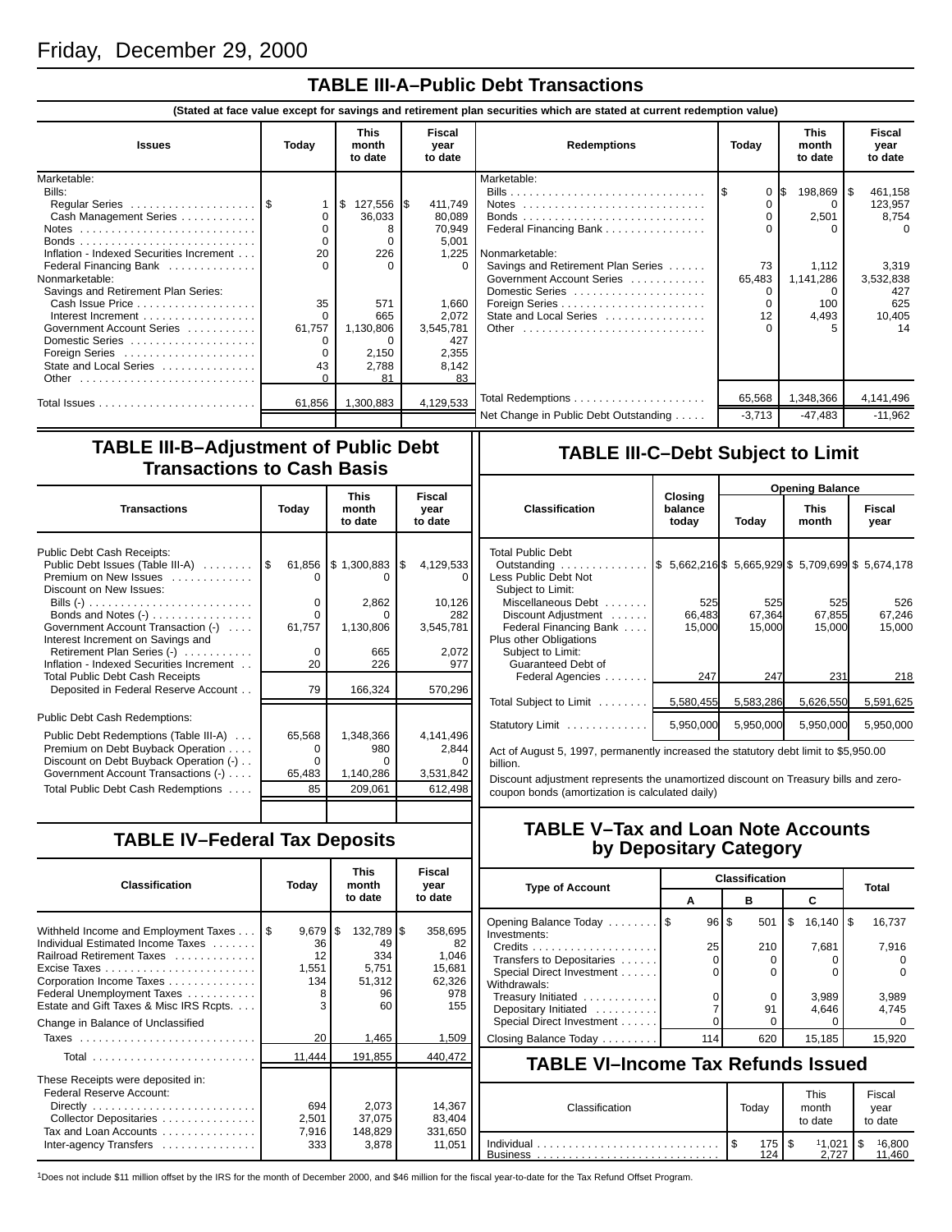Friday, December 29, 2000

## TABLE III-A–Public Debt Transactions

(Stated at face value except for savings and retirement plan securities which are stated at current redemption value)

| Issues | Today | This month to date | Fiscal year to date |
|---|---|---|---|
| Marketable: | | | |
| Bills: | | | |
| Regular Series | $ 1 | $ 127,556 | $ 411,749 |
| Cash Management Series | 0 | 36,033 | 80,089 |
| Notes | 0 | 8 | 70,949 |
| Bonds | 0 | 0 | 5,001 |
| Inflation - Indexed Securities Increment | 20 | 226 | 1,225 |
| Federal Financing Bank | 0 | 0 | 0 |
| Nonmarketable: | | | |
| Savings and Retirement Plan Series: | | | |
| Cash Issue Price | 35 | 571 | 1,660 |
| Interest Increment | 0 | 665 | 2,072 |
| Government Account Series | 61,757 | 1,130,806 | 3,545,781 |
| Domestic Series | 0 | 0 | 427 |
| Foreign Series | 0 | 2,150 | 2,355 |
| State and Local Series | 43 | 2,788 | 8,142 |
| Other | 0 | 81 | 83 |
| Total Issues | 61,856 | 1,300,883 | 4,129,533 |

| Redemptions | Today | This month to date | Fiscal year to date |
|---|---|---|---|
| Marketable: | | | |
| Bills | $ 0 | $ 198,869 | $ 461,158 |
| Notes | 0 | 0 | 123,957 |
| Bonds | 0 | 2,501 | 8,754 |
| Federal Financing Bank | 0 | 0 | 0 |
| Nonmarketable: | | | |
| Savings and Retirement Plan Series | 73 | 1,112 | 3,319 |
| Government Account Series | 65,483 | 1,141,286 | 3,532,838 |
| Domestic Series | 0 | 0 | 427 |
| Foreign Series | 0 | 100 | 625 |
| State and Local Series | 12 | 4,493 | 10,405 |
| Other | 0 | 5 | 14 |
| Total Redemptions | 65,568 | 1,348,366 | 4,141,496 |
| Net Change in Public Debt Outstanding | -3,713 | -47,483 | -11,962 |

## TABLE III-B–Adjustment of Public Debt Transactions to Cash Basis

| Transactions | Today | This month to date | Fiscal year to date |
|---|---|---|---|
| Public Debt Cash Receipts: | | | |
| Public Debt Issues (Table III-A) | $ 61,856 | $ 1,300,883 | $ 4,129,533 |
| Premium on New Issues | 0 | 0 | 0 |
| Discount on New Issues: | | | |
| Bills (-) | 0 | 2,862 | 10,126 |
| Bonds and Notes (-) | 0 | 0 | 282 |
| Government Account Transaction (-) | 61,757 | 1,130,806 | 3,545,781 |
| Interest Increment on Savings and Retirement Plan Series (-) | 0 | 665 | 2,072 |
| Inflation - Indexed Securities Increment | 20 | 226 | 977 |
| Total Public Debt Cash Receipts Deposited in Federal Reserve Account | 79 | 166,324 | 570,296 |
| Public Debt Cash Redemptions: | | | |
| Public Debt Redemptions (Table III-A) | 65,568 | 1,348,366 | 4,141,496 |
| Premium on Debt Buyback Operation | 0 | 980 | 2,844 |
| Discount on Debt Buyback Operation (-) | 0 | 0 | 0 |
| Government Account Transactions (-) | 65,483 | 1,140,286 | 3,531,842 |
| Total Public Debt Cash Redemptions | 85 | 209,061 | 612,498 |

## TABLE III-C–Debt Subject to Limit

| Classification | Closing balance today | Opening Balance Today | Opening Balance This month | Opening Balance Fiscal year |
|---|---|---|---|---|
| Total Public Debt Outstanding | $ 5,662,216 | $ 5,665,929 | $ 5,709,699 | $ 5,674,178 |
| Less Public Debt Not Subject to Limit: | | | | |
| Miscellaneous Debt | 525 | 525 | 525 | 526 |
| Discount Adjustment | 66,483 | 67,364 | 67,855 | 67,246 |
| Federal Financing Bank | 15,000 | 15,000 | 15,000 | 15,000 |
| Plus other Obligations Subject to Limit: | | | | |
| Guaranteed Debt of Federal Agencies | 247 | 247 | 231 | 218 |
| Total Subject to Limit | 5,580,455 | 5,583,286 | 5,626,550 | 5,591,625 |
| Statutory Limit | 5,950,000 | 5,950,000 | 5,950,000 | 5,950,000 |

Act of August 5, 1997, permanently increased the statutory debt limit to $5,950.00 billion.

Discount adjustment represents the unamortized discount on Treasury bills and zero-coupon bonds (amortization is calculated daily)

## TABLE IV–Federal Tax Deposits

| Classification | Today | This month to date | Fiscal year to date |
|---|---|---|---|
| Withheld Income and Employment Taxes | $ 9,679 | $ 132,789 | $ 358,695 |
| Individual Estimated Income Taxes | 36 | 49 | 82 |
| Railroad Retirement Taxes | 12 | 334 | 1,046 |
| Excise Taxes | 1,551 | 5,751 | 15,681 |
| Corporation Income Taxes | 134 | 51,312 | 62,326 |
| Federal Unemployment Taxes | 8 | 96 | 978 |
| Estate and Gift Taxes & Misc IRS Rcpts. | 3 | 60 | 155 |
| Change in Balance of Unclassified Taxes | 20 | 1,465 | 1,509 |
| Total | 11,444 | 191,855 | 440,472 |
| These Receipts were deposited in: | | | |
| Federal Reserve Account: | | | |
| Directly | 694 | 2,073 | 14,367 |
| Collector Depositaries | 2,501 | 37,075 | 83,404 |
| Tax and Loan Accounts | 7,916 | 148,829 | 331,650 |
| Inter-agency Transfers | 333 | 3,878 | 11,051 |

## TABLE V–Tax and Loan Note Accounts by Depositary Category

| Type of Account | Classification A | Classification B | Classification C | Total |
|---|---|---|---|---|
| Opening Balance Today | $ 96 | $ 501 | $ 16,140 | $ 16,737 |
| Investments: | | | | |
| Credits | 25 | 210 | 7,681 | 7,916 |
| Transfers to Depositaries | 0 | 0 | 0 | 0 |
| Special Direct Investment | 0 | 0 | 0 | 0 |
| Withdrawals: | | | | |
| Treasury Initiated | 0 | 0 | 3,989 | 3,989 |
| Depositary Initiated | 7 | 91 | 4,646 | 4,745 |
| Special Direct Investment | 0 | 0 | 0 | 0 |
| Closing Balance Today | 114 | 620 | 15,185 | 15,920 |

## TABLE VI–Income Tax Refunds Issued

| Classification | Today | This month to date | Fiscal year to date |
|---|---|---|---|
| Individual | $ 175 | $ [1]1,021 | $ [1]6,800 |
| Business | 124 | 2,727 | 11,460 |

[1]Does not include $11 million offset by the IRS for the month of December 2000, and $46 million for the fiscal year-to-date for the Tax Refund Offset Program.